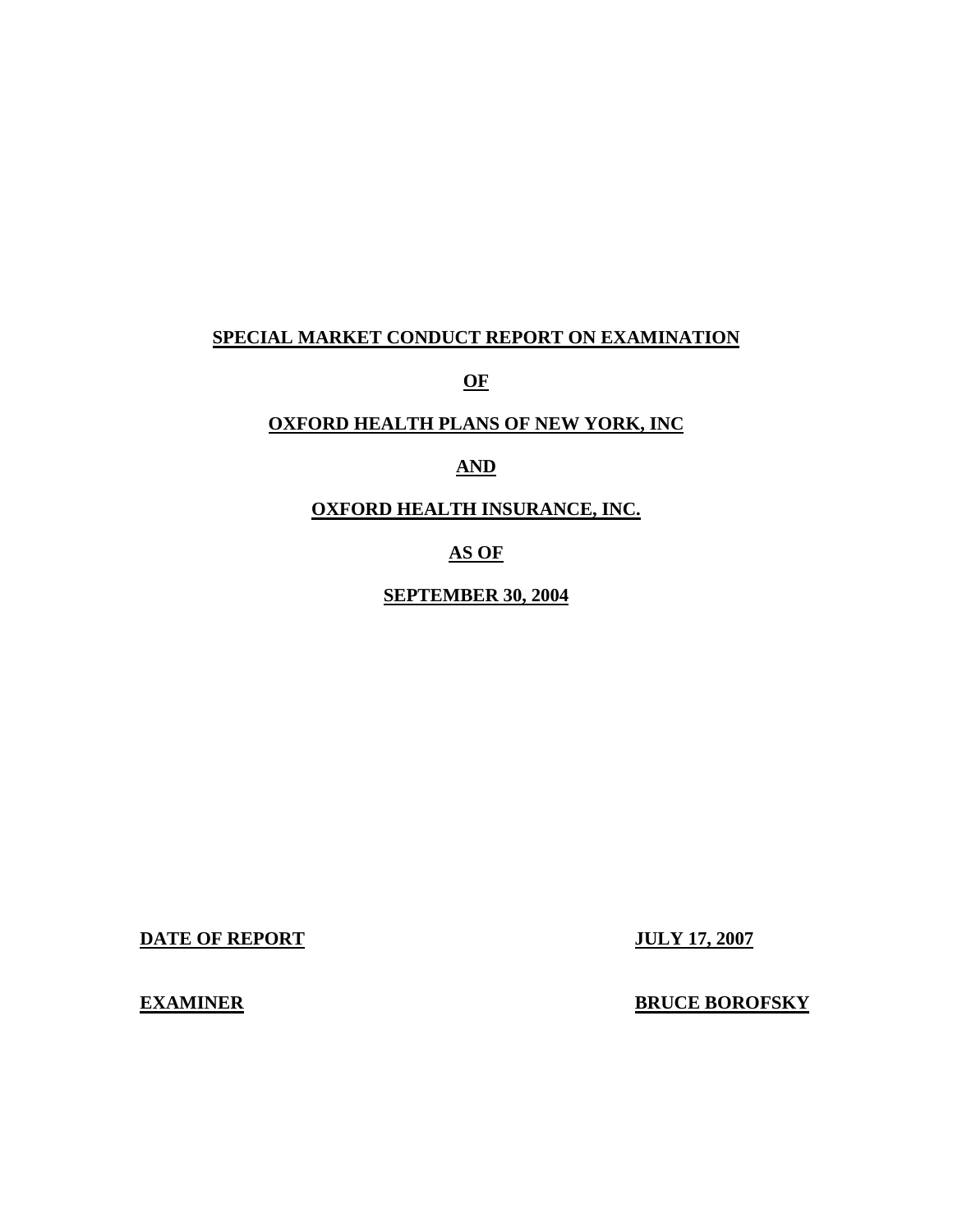# SPECIAL MARKET CONDUCT REPORT ON EXAMINATION

# OF

# OXFORD HEALTH PLANS OF NEW YORK, INC

# AND

# OXFORD HEALTH INSURANCE, INC.

# AS OF

# SEPTEMBER 30, 2004

**DATE OF REPORT** **JULY 17, 2007**

**EXAMINER** **BRUCE BOROFSKY**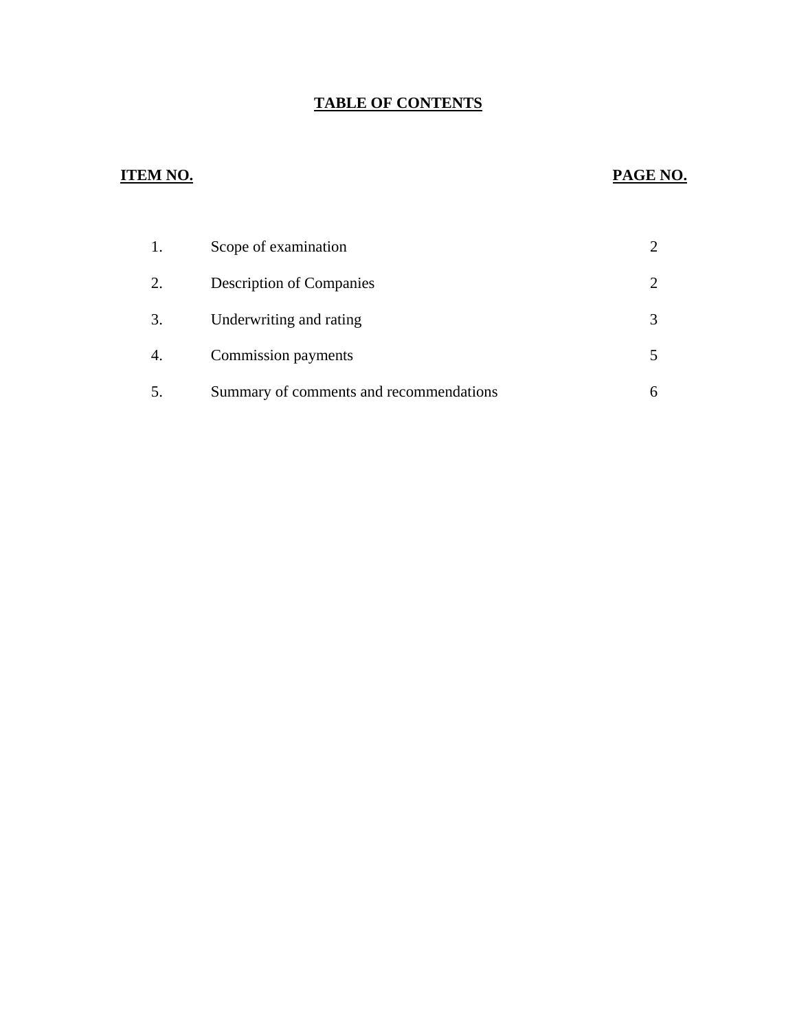# TABLE OF CONTENTS

| ITEM NO. | | PAGE NO. |
|---|---|---|
| 1. | Scope of examination | 2 |
| 2. | Description of Companies | 2 |
| 3. | Underwriting and rating | 3 |
| 4. | Commission payments | 5 |
| 5. | Summary of comments and recommendations | 6 |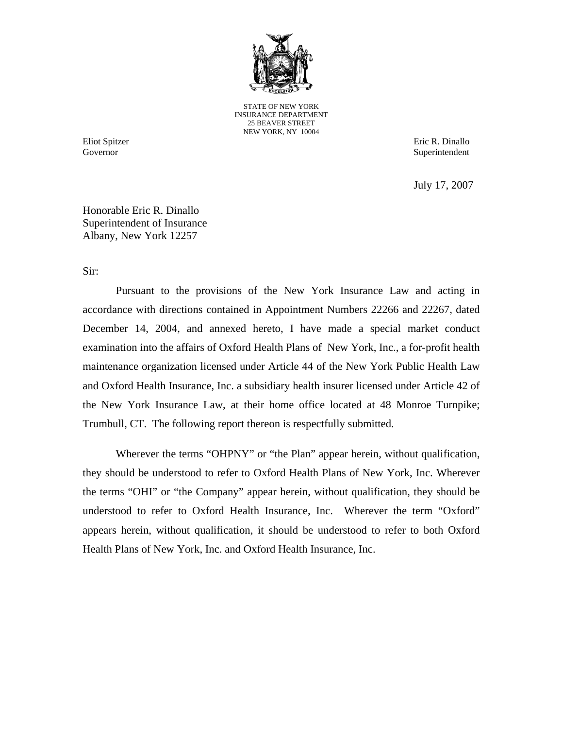STATE OF NEW YORK
INSURANCE DEPARTMENT
25 BEAVER STREET
NEW YORK, NY 10004

Eliot Spitzer
Governor

Eric R. Dinallo
Superintendent

July 17, 2007

Honorable Eric R. Dinallo
Superintendent of Insurance
Albany, New York 12257

Sir:

Pursuant to the provisions of the New York Insurance Law and acting in accordance with directions contained in Appointment Numbers 22266 and 22267, dated December 14, 2004, and annexed hereto, I have made a special market conduct examination into the affairs of Oxford Health Plans of New York, Inc., a for-profit health maintenance organization licensed under Article 44 of the New York Public Health Law and Oxford Health Insurance, Inc. a subsidiary health insurer licensed under Article 42 of the New York Insurance Law, at their home office located at 48 Monroe Turnpike; Trumbull, CT. The following report thereon is respectfully submitted.

Wherever the terms "OHPNY" or "the Plan" appear herein, without qualification, they should be understood to refer to Oxford Health Plans of New York, Inc. Wherever the terms "OHI" or "the Company" appear herein, without qualification, they should be understood to refer to Oxford Health Insurance, Inc. Wherever the term "Oxford" appears herein, without qualification, it should be understood to refer to both Oxford Health Plans of New York, Inc. and Oxford Health Insurance, Inc.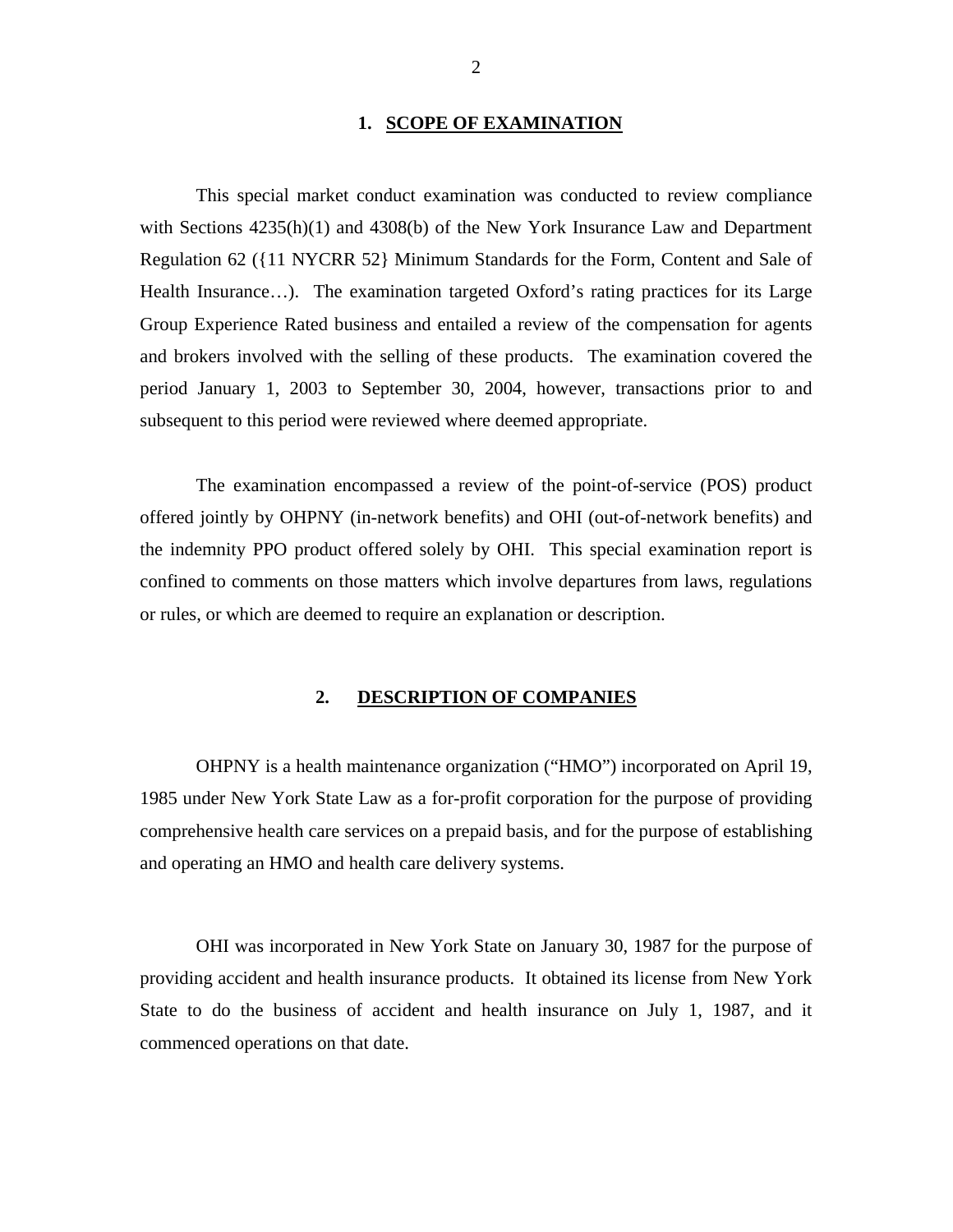## 1. SCOPE OF EXAMINATION

This special market conduct examination was conducted to review compliance with Sections 4235(h)(1) and 4308(b) of the New York Insurance Law and Department Regulation 62 ({11 NYCRR 52} Minimum Standards for the Form, Content and Sale of Health Insurance…). The examination targeted Oxford's rating practices for its Large Group Experience Rated business and entailed a review of the compensation for agents and brokers involved with the selling of these products. The examination covered the period January 1, 2003 to September 30, 2004, however, transactions prior to and subsequent to this period were reviewed where deemed appropriate.

The examination encompassed a review of the point-of-service (POS) product offered jointly by OHPNY (in-network benefits) and OHI (out-of-network benefits) and the indemnity PPO product offered solely by OHI. This special examination report is confined to comments on those matters which involve departures from laws, regulations or rules, or which are deemed to require an explanation or description.

## 2. DESCRIPTION OF COMPANIES

OHPNY is a health maintenance organization ("HMO") incorporated on April 19, 1985 under New York State Law as a for-profit corporation for the purpose of providing comprehensive health care services on a prepaid basis, and for the purpose of establishing and operating an HMO and health care delivery systems.

OHI was incorporated in New York State on January 30, 1987 for the purpose of providing accident and health insurance products. It obtained its license from New York State to do the business of accident and health insurance on July 1, 1987, and it commenced operations on that date.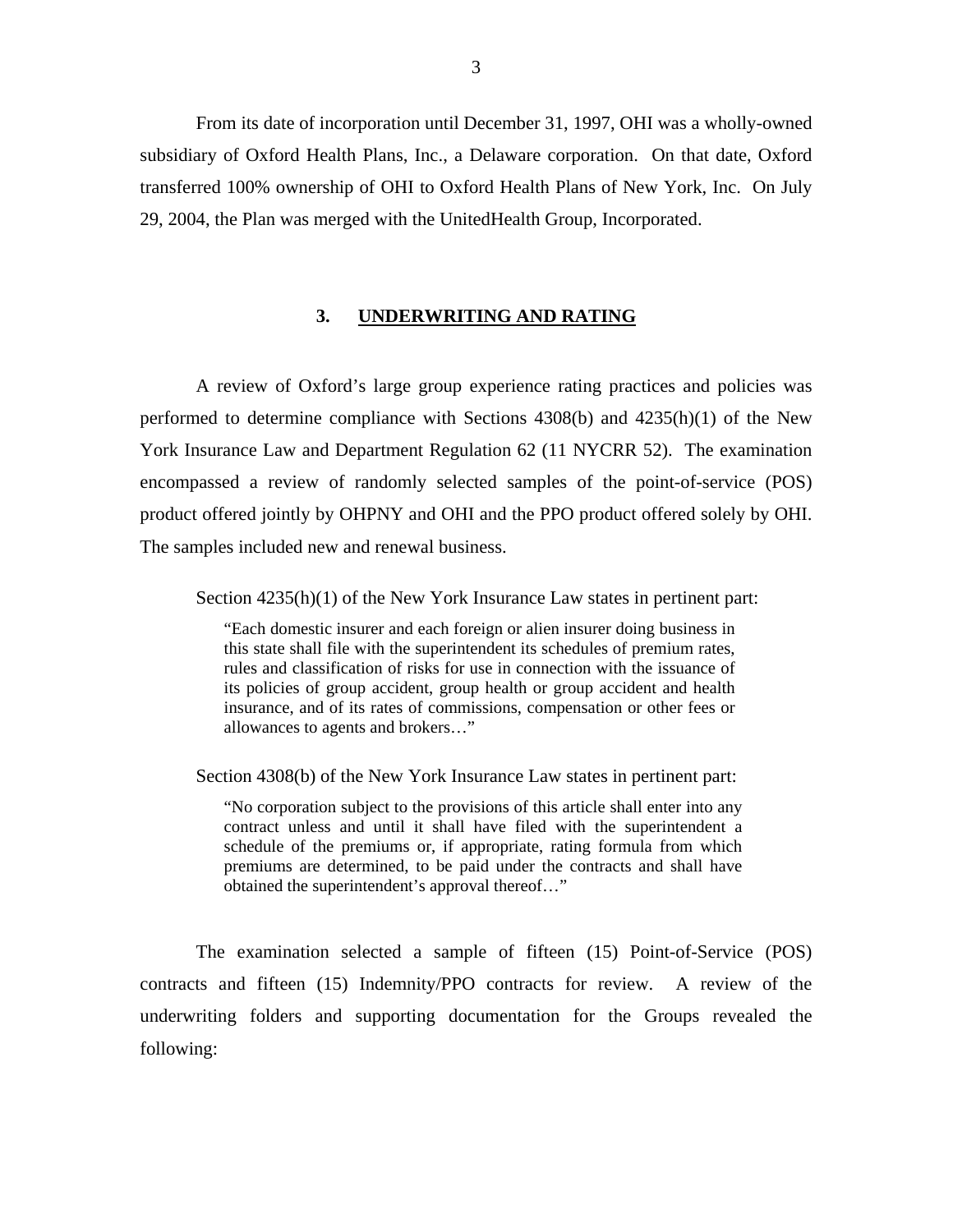From its date of incorporation until December 31, 1997, OHI was a wholly-owned subsidiary of Oxford Health Plans, Inc., a Delaware corporation. On that date, Oxford transferred 100% ownership of OHI to Oxford Health Plans of New York, Inc. On July 29, 2004, the Plan was merged with the UnitedHealth Group, Incorporated.

## 3. UNDERWRITING AND RATING

A review of Oxford's large group experience rating practices and policies was performed to determine compliance with Sections 4308(b) and 4235(h)(1) of the New York Insurance Law and Department Regulation 62 (11 NYCRR 52). The examination encompassed a review of randomly selected samples of the point-of-service (POS) product offered jointly by OHPNY and OHI and the PPO product offered solely by OHI. The samples included new and renewal business.

Section 4235(h)(1) of the New York Insurance Law states in pertinent part:

> "Each domestic insurer and each foreign or alien insurer doing business in this state shall file with the superintendent its schedules of premium rates, rules and classification of risks for use in connection with the issuance of its policies of group accident, group health or group accident and health insurance, and of its rates of commissions, compensation or other fees or allowances to agents and brokers…"

Section 4308(b) of the New York Insurance Law states in pertinent part:

> "No corporation subject to the provisions of this article shall enter into any contract unless and until it shall have filed with the superintendent a schedule of the premiums or, if appropriate, rating formula from which premiums are determined, to be paid under the contracts and shall have obtained the superintendent's approval thereof…"

The examination selected a sample of fifteen (15) Point-of-Service (POS) contracts and fifteen (15) Indemnity/PPO contracts for review. A review of the underwriting folders and supporting documentation for the Groups revealed the following: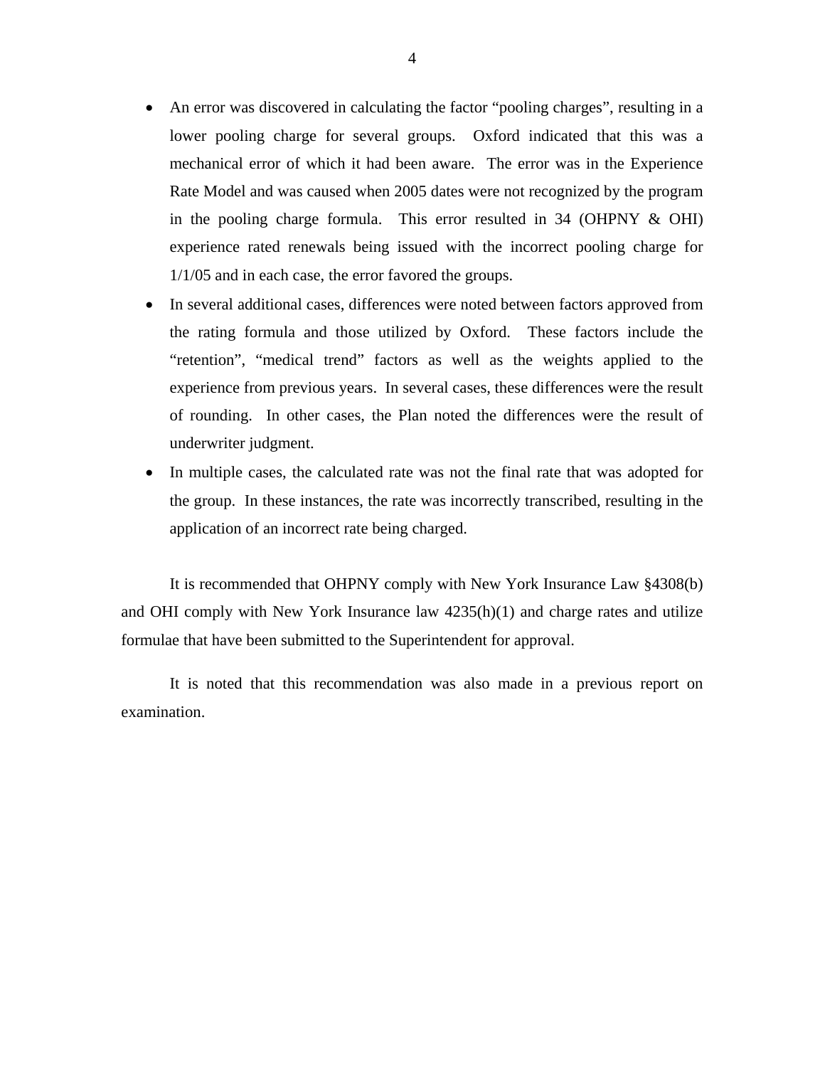- An error was discovered in calculating the factor "pooling charges", resulting in a lower pooling charge for several groups. Oxford indicated that this was a mechanical error of which it had been aware. The error was in the Experience Rate Model and was caused when 2005 dates were not recognized by the program in the pooling charge formula. This error resulted in 34 (OHPNY & OHI) experience rated renewals being issued with the incorrect pooling charge for 1/1/05 and in each case, the error favored the groups.
- In several additional cases, differences were noted between factors approved from the rating formula and those utilized by Oxford. These factors include the "retention", "medical trend" factors as well as the weights applied to the experience from previous years. In several cases, these differences were the result of rounding. In other cases, the Plan noted the differences were the result of underwriter judgment.
- In multiple cases, the calculated rate was not the final rate that was adopted for the group. In these instances, the rate was incorrectly transcribed, resulting in the application of an incorrect rate being charged.

It is recommended that OHPNY comply with New York Insurance Law §4308(b) and OHI comply with New York Insurance law 4235(h)(1) and charge rates and utilize formulae that have been submitted to the Superintendent for approval.

It is noted that this recommendation was also made in a previous report on examination.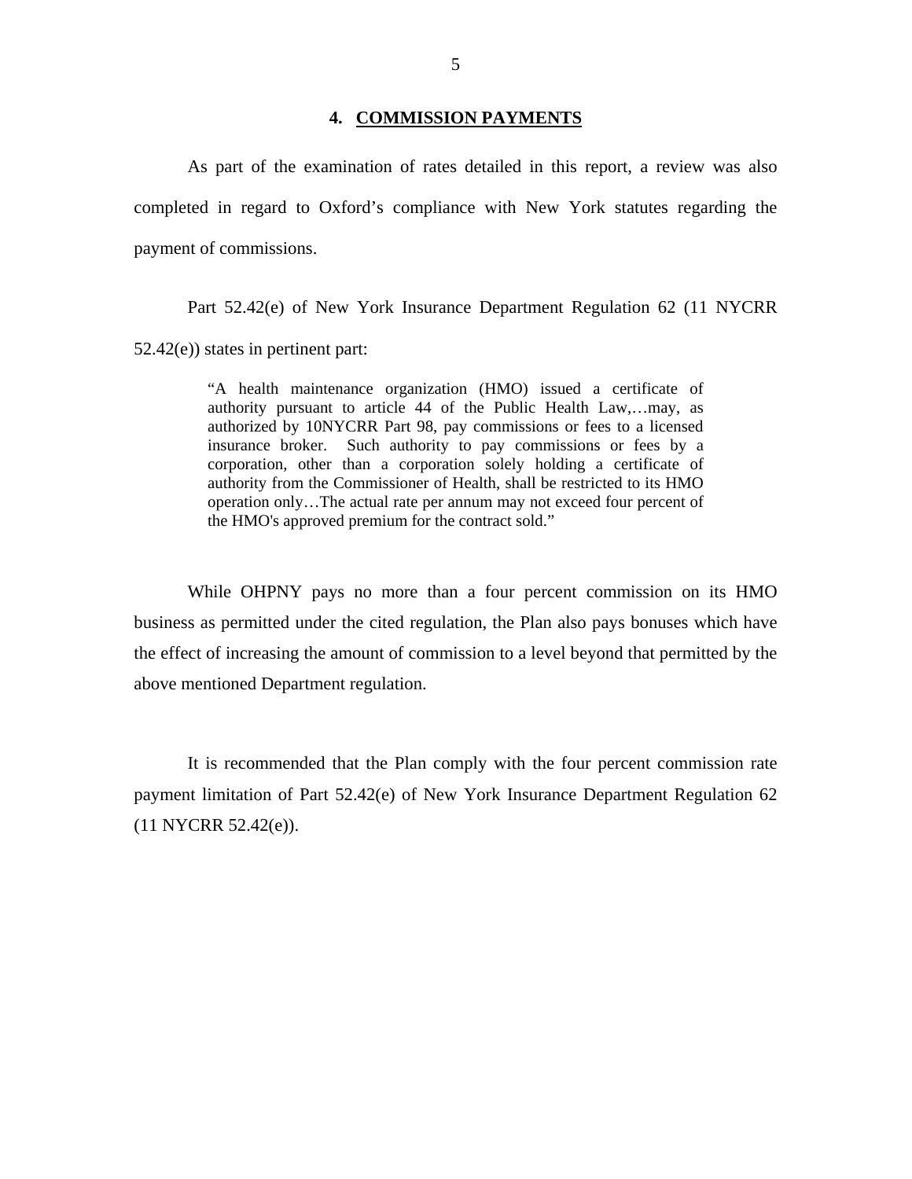## 4. COMMISSION PAYMENTS

As part of the examination of rates detailed in this report, a review was also completed in regard to Oxford's compliance with New York statutes regarding the payment of commissions.

Part 52.42(e) of New York Insurance Department Regulation 62 (11 NYCRR 52.42(e)) states in pertinent part:

> "A health maintenance organization (HMO) issued a certificate of authority pursuant to article 44 of the Public Health Law,…may, as authorized by 10NYCRR Part 98, pay commissions or fees to a licensed insurance broker. Such authority to pay commissions or fees by a corporation, other than a corporation solely holding a certificate of authority from the Commissioner of Health, shall be restricted to its HMO operation only…The actual rate per annum may not exceed four percent of the HMO's approved premium for the contract sold."

While OHPNY pays no more than a four percent commission on its HMO business as permitted under the cited regulation, the Plan also pays bonuses which have the effect of increasing the amount of commission to a level beyond that permitted by the above mentioned Department regulation.

It is recommended that the Plan comply with the four percent commission rate payment limitation of Part 52.42(e) of New York Insurance Department Regulation 62 (11 NYCRR 52.42(e)).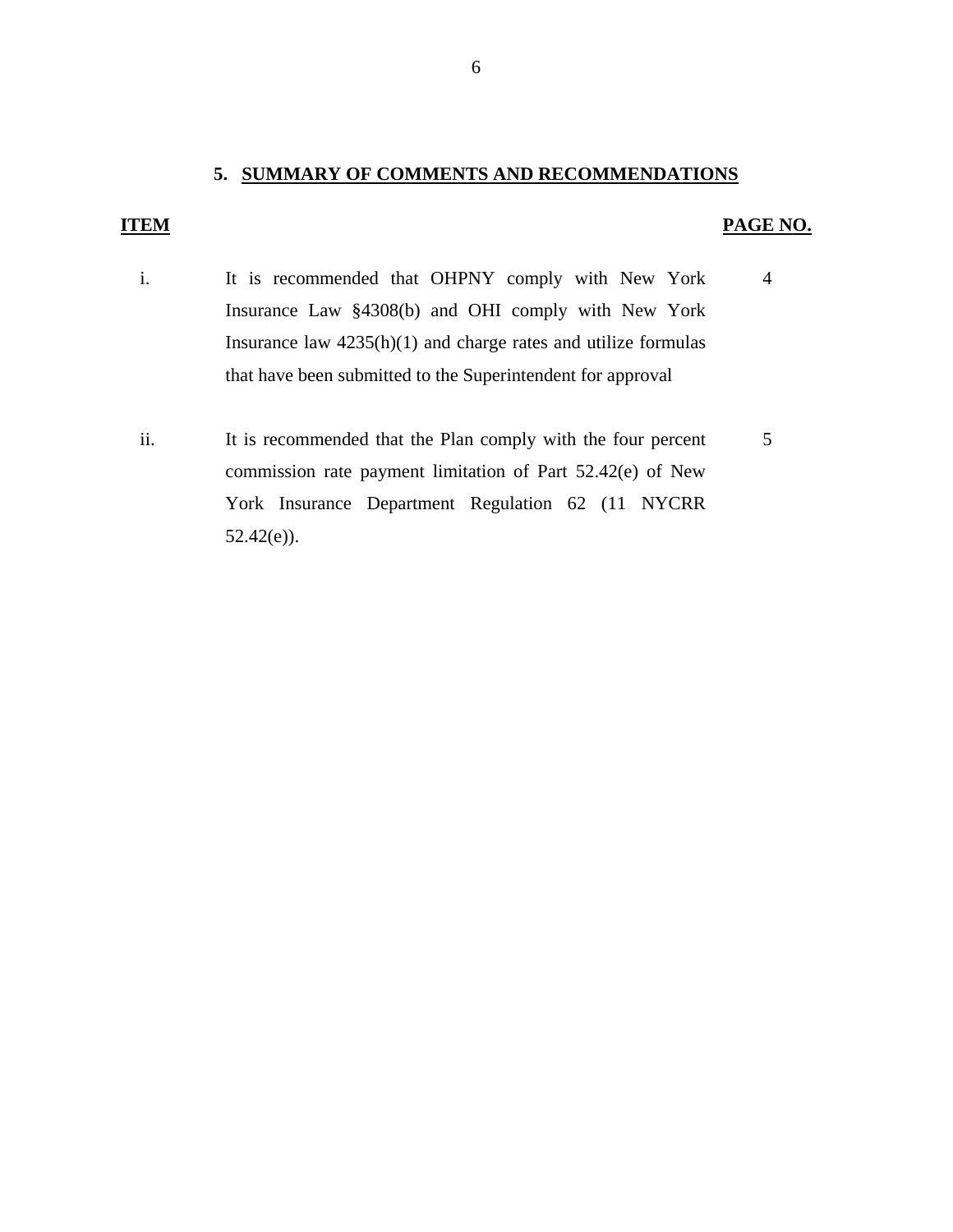## 5. SUMMARY OF COMMENTS AND RECOMMENDATIONS

| ITEM | | PAGE NO. |
|---|---|---|
| i. | It is recommended that OHPNY comply with New York Insurance Law §4308(b) and OHI comply with New York Insurance law 4235(h)(1) and charge rates and utilize formulas that have been submitted to the Superintendent for approval | 4 |
| ii. | It is recommended that the Plan comply with the four percent commission rate payment limitation of Part 52.42(e) of New York Insurance Department Regulation 62 (11 NYCRR 52.42(e)). | 5 |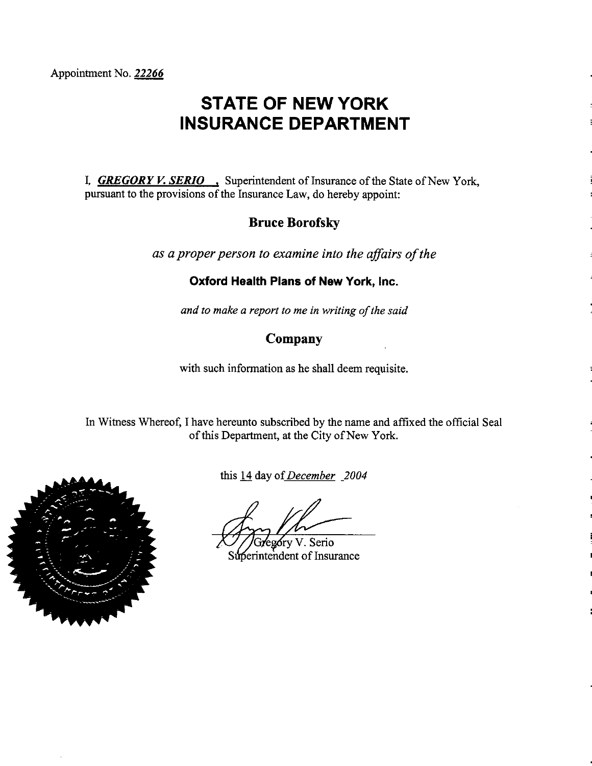Appointment No. *22266*

# STATE OF NEW YORK INSURANCE DEPARTMENT

I, ***GREGORY V. SERIO***, Superintendent of Insurance of the State of New York, pursuant to the provisions of the Insurance Law, do hereby appoint:

**Bruce Borofsky**

*as a proper person to examine into the affairs of the*

**Oxford Health Plans of New York, Inc.**

*and to make a report to me in writing of the said*

**Company**

with such information as he shall deem requisite.

In Witness Whereof, I have hereunto subscribed by the name and affixed the official Seal of this Department, at the City of New York.

this 14 day of *December* *2004*

Gregory V. Serio
Superintendent of Insurance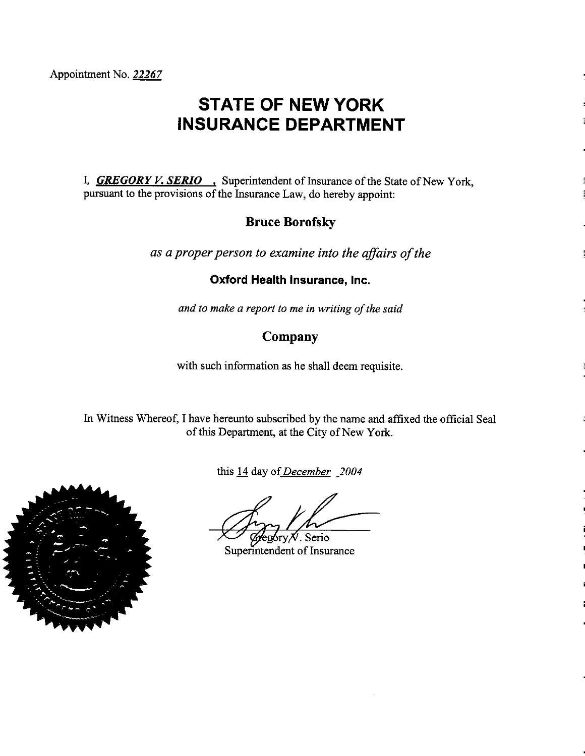Appointment No. *22267*

# STATE OF NEW YORK
# INSURANCE DEPARTMENT

I, ***GREGORY V. SERIO*** , Superintendent of Insurance of the State of New York, pursuant to the provisions of the Insurance Law, do hereby appoint:

**Bruce Borofsky**

*as a proper person to examine into the affairs of the*

**Oxford Health Insurance, Inc.**

*and to make a report to me in writing of the said*

**Company**

with such information as he shall deem requisite.

In Witness Whereof, I have hereunto subscribed by the name and affixed the official Seal of this Department, at the City of New York.

this 14 day of *December* *2004*

Gregory V. Serio
Superintendent of Insurance